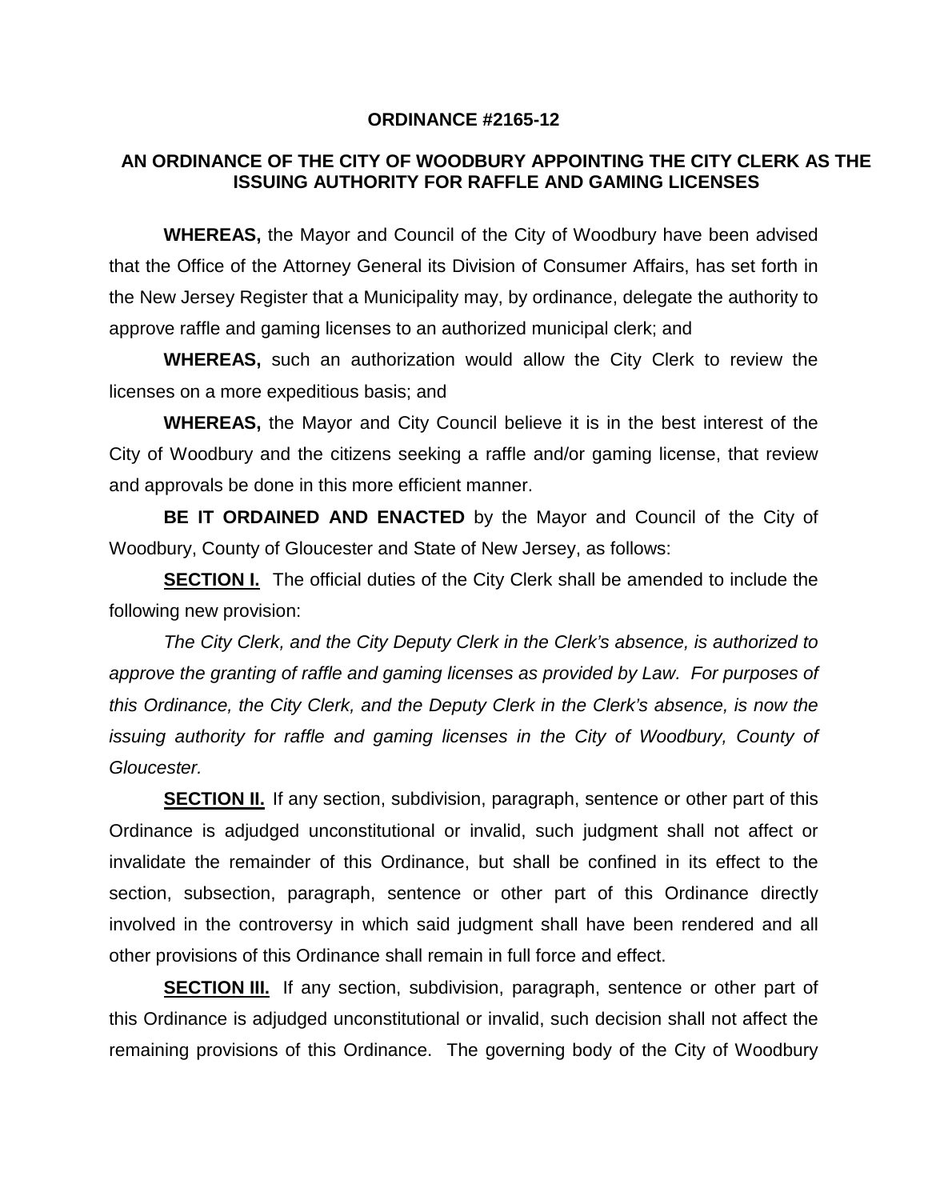# ORDINANCE #2165-12

## AN ORDINANCE OF THE CITY OF WOODBURY APPOINTING THE CITY CLERK AS THE ISSUING AUTHORITY FOR RAFFLE AND GAMING LICENSES

**WHEREAS,** the Mayor and Council of the City of Woodbury have been advised that the Office of the Attorney General its Division of Consumer Affairs, has set forth in the New Jersey Register that a Municipality may, by ordinance, delegate the authority to approve raffle and gaming licenses to an authorized municipal clerk; and

**WHEREAS,** such an authorization would allow the City Clerk to review the licenses on a more expeditious basis; and

**WHEREAS,** the Mayor and City Council believe it is in the best interest of the City of Woodbury and the citizens seeking a raffle and/or gaming license, that review and approvals be done in this more efficient manner.

**BE IT ORDAINED AND ENACTED** by the Mayor and Council of the City of Woodbury, County of Gloucester and State of New Jersey, as follows:

**SECTION I.** The official duties of the City Clerk shall be amended to include the following new provision:

*The City Clerk, and the City Deputy Clerk in the Clerk's absence, is authorized to approve the granting of raffle and gaming licenses as provided by Law. For purposes of this Ordinance, the City Clerk, and the Deputy Clerk in the Clerk's absence, is now the issuing authority for raffle and gaming licenses in the City of Woodbury, County of Gloucester.*

**SECTION II.** If any section, subdivision, paragraph, sentence or other part of this Ordinance is adjudged unconstitutional or invalid, such judgment shall not affect or invalidate the remainder of this Ordinance, but shall be confined in its effect to the section, subsection, paragraph, sentence or other part of this Ordinance directly involved in the controversy in which said judgment shall have been rendered and all other provisions of this Ordinance shall remain in full force and effect.

**SECTION III.** If any section, subdivision, paragraph, sentence or other part of this Ordinance is adjudged unconstitutional or invalid, such decision shall not affect the remaining provisions of this Ordinance. The governing body of the City of Woodbury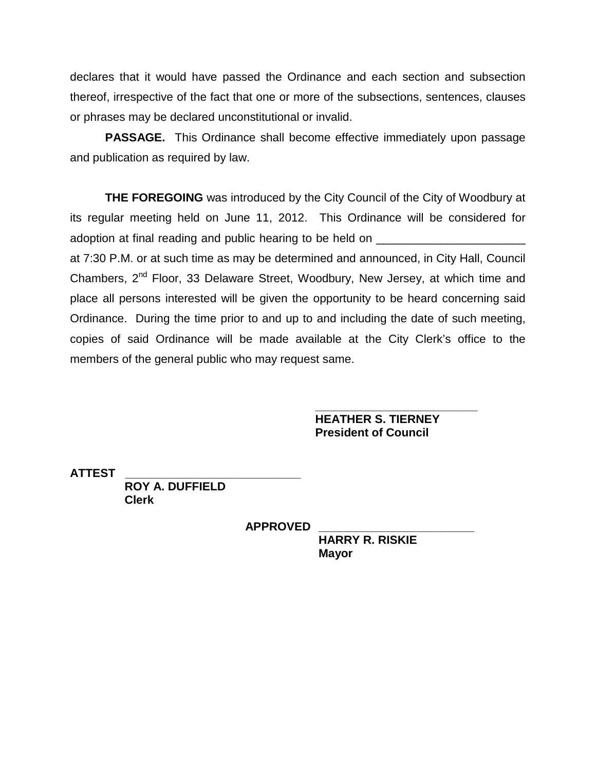declares that it would have passed the Ordinance and each section and subsection thereof, irrespective of the fact that one or more of the subsections, sentences, clauses or phrases may be declared unconstitutional or invalid.

**PASSAGE.** This Ordinance shall become effective immediately upon passage and publication as required by law.

**THE FOREGOING** was introduced by the City Council of the City of Woodbury at its regular meeting held on June 11, 2012. This Ordinance will be considered for adoption at final reading and public hearing to be held on _______________________ at 7:30 P.M. or at such time as may be determined and announced, in City Hall, Council Chambers, 2nd Floor, 33 Delaware Street, Woodbury, New Jersey, at which time and place all persons interested will be given the opportunity to be heard concerning said Ordinance. During the time prior to and up to and including the date of such meeting, copies of said Ordinance will be made available at the City Clerk's office to the members of the general public who may request same.

_________________________
**HEATHER S. TIERNEY**
**President of Council**

**ATTEST** ___________________________
**ROY A. DUFFIELD**
**Clerk**

**APPROVED** ________________________
**HARRY R. RISKIE**
**Mayor**